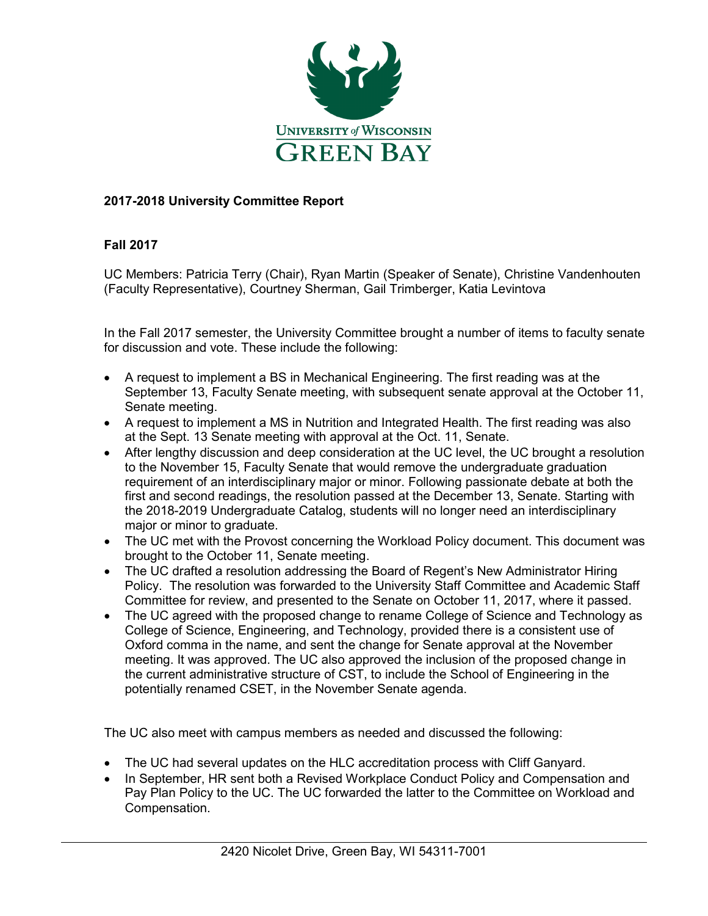**2017-2018 University Committee Report**

**Fall 2017**

UC Members: Patricia Terry (Chair), Ryan Martin (Speaker of Senate), Christine Vandenhouten (Faculty Representative), Courtney Sherman, Gail Trimberger, Katia Levintova

In the Fall 2017 semester, the University Committee brought a number of items to faculty senate for discussion and vote. These include the following:

- A request to implement a BS in Mechanical Engineering. The first reading was at the September 13, Faculty Senate meeting, with subsequent senate approval at the October 11, Senate meeting.
- A request to implement a MS in Nutrition and Integrated Health. The first reading was also at the Sept. 13 Senate meeting with approval at the Oct. 11, Senate.
- After lengthy discussion and deep consideration at the UC level, the UC brought a resolution to the November 15, Faculty Senate that would remove the undergraduate graduation requirement of an interdisciplinary major or minor. Following passionate debate at both the first and second readings, the resolution passed at the December 13, Senate. Starting with the 2018-2019 Undergraduate Catalog, students will no longer need an interdisciplinary major or minor to graduate.
- The UC met with the Provost concerning the Workload Policy document. This document was brought to the October 11, Senate meeting.
- The UC drafted a resolution addressing the Board of Regent's New Administrator Hiring Policy. The resolution was forwarded to the University Staff Committee and Academic Staff Committee for review, and presented to the Senate on October 11, 2017, where it passed.
- The UC agreed with the proposed change to rename College of Science and Technology as College of Science, Engineering, and Technology, provided there is a consistent use of Oxford comma in the name, and sent the change for Senate approval at the November meeting. It was approved. The UC also approved the inclusion of the proposed change in the current administrative structure of CST, to include the School of Engineering in the potentially renamed CSET, in the November Senate agenda.

The UC also meet with campus members as needed and discussed the following:

- The UC had several updates on the HLC accreditation process with Cliff Ganyard.
- In September, HR sent both a Revised Workplace Conduct Policy and Compensation and Pay Plan Policy to the UC. The UC forwarded the latter to the Committee on Workload and Compensation.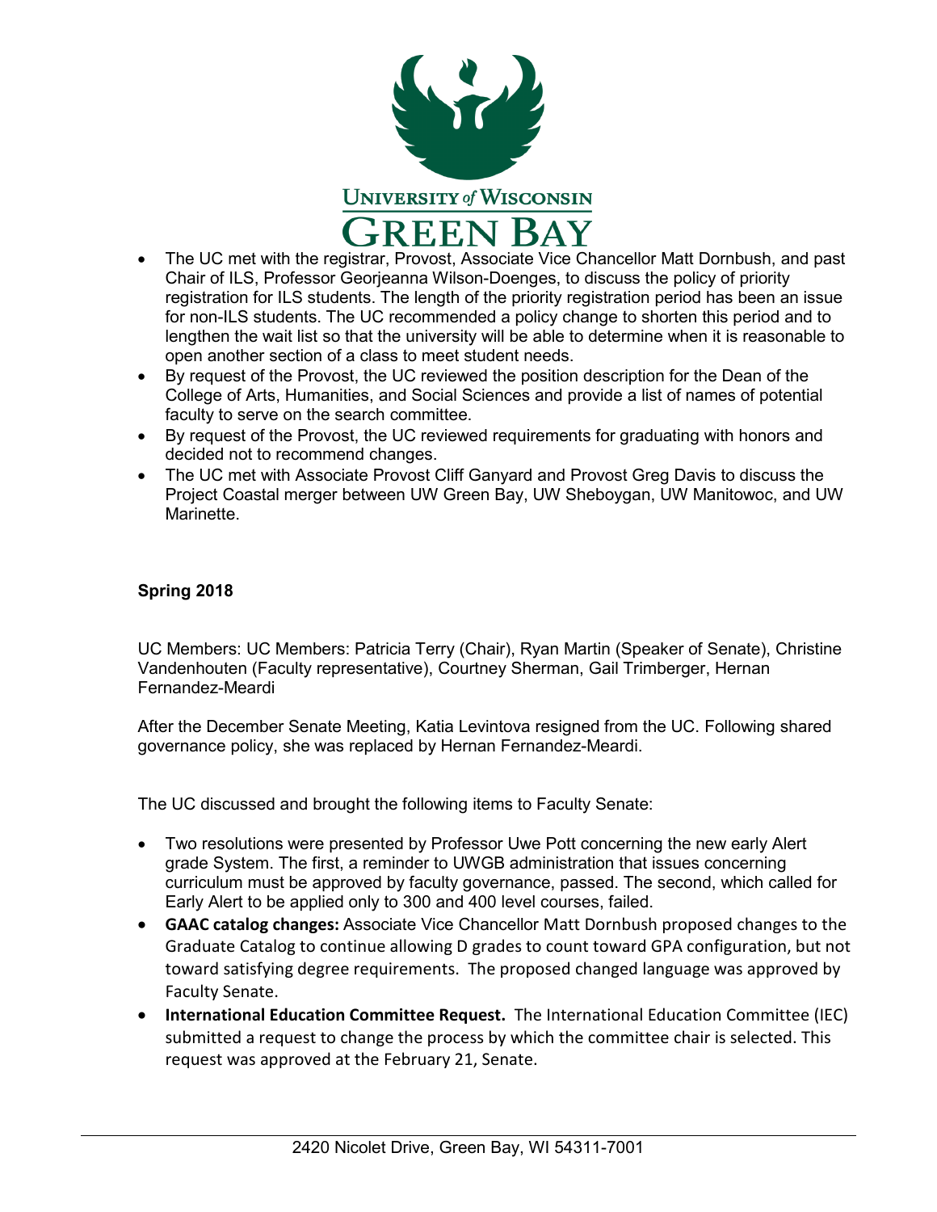- The UC met with the registrar, Provost, Associate Vice Chancellor Matt Dornbush, and past Chair of ILS, Professor Georjeanna Wilson-Doenges, to discuss the policy of priority registration for ILS students. The length of the priority registration period has been an issue for non-ILS students. The UC recommended a policy change to shorten this period and to lengthen the wait list so that the university will be able to determine when it is reasonable to open another section of a class to meet student needs.
- By request of the Provost, the UC reviewed the position description for the Dean of the College of Arts, Humanities, and Social Sciences and provide a list of names of potential faculty to serve on the search committee.
- By request of the Provost, the UC reviewed requirements for graduating with honors and decided not to recommend changes.
- The UC met with Associate Provost Cliff Ganyard and Provost Greg Davis to discuss the Project Coastal merger between UW Green Bay, UW Sheboygan, UW Manitowoc, and UW Marinette.

**Spring 2018**

UC Members: UC Members: Patricia Terry (Chair), Ryan Martin (Speaker of Senate), Christine Vandenhouten (Faculty representative), Courtney Sherman, Gail Trimberger, Hernan Fernandez-Meardi

After the December Senate Meeting, Katia Levintova resigned from the UC. Following shared governance policy, she was replaced by Hernan Fernandez-Meardi.

The UC discussed and brought the following items to Faculty Senate:

- Two resolutions were presented by Professor Uwe Pott concerning the new early Alert grade System. The first, a reminder to UWGB administration that issues concerning curriculum must be approved by faculty governance, passed. The second, which called for Early Alert to be applied only to 300 and 400 level courses, failed.
- **GAAC catalog changes:** Associate Vice Chancellor Matt Dornbush proposed changes to the Graduate Catalog to continue allowing D grades to count toward GPA configuration, but not toward satisfying degree requirements. The proposed changed language was approved by Faculty Senate.
- **International Education Committee Request.** The International Education Committee (IEC) submitted a request to change the process by which the committee chair is selected. This request was approved at the February 21, Senate.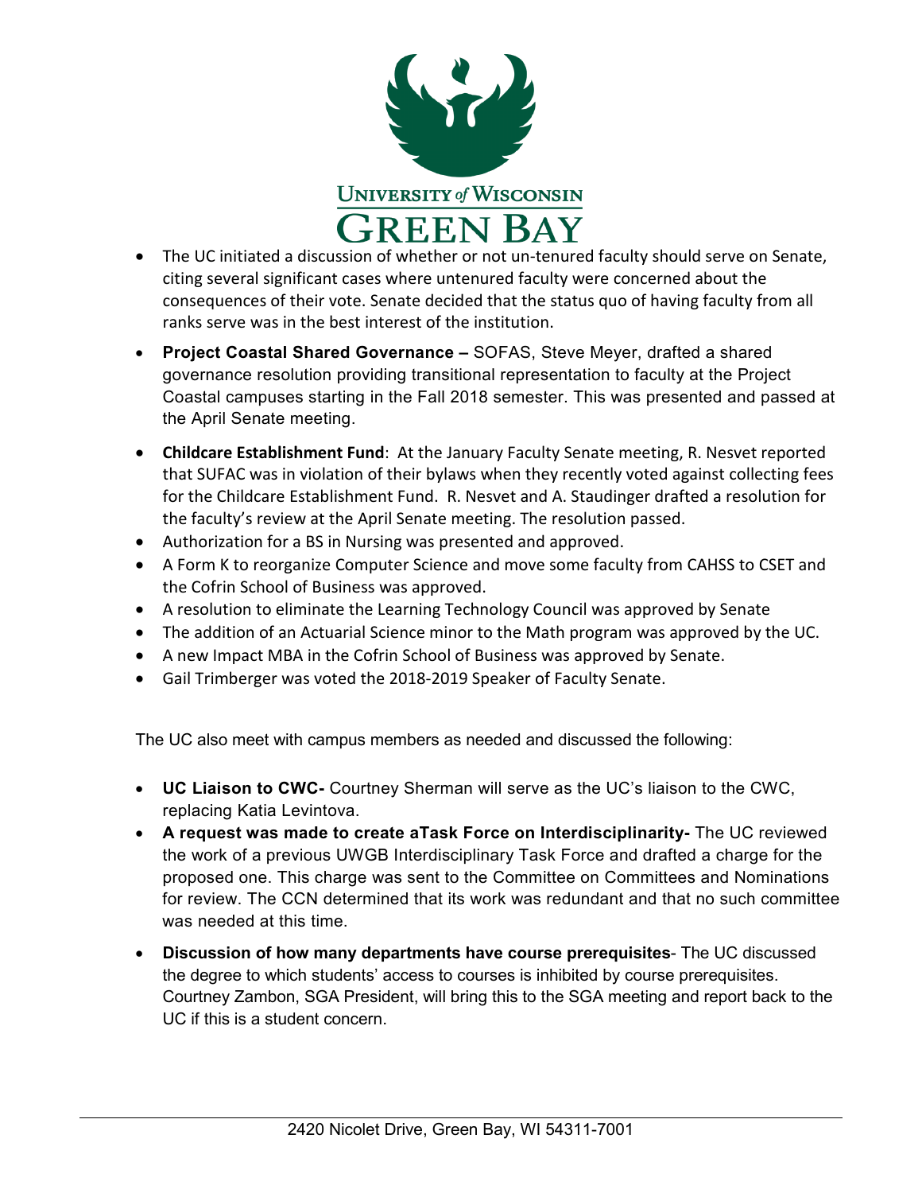- The UC initiated a discussion of whether or not un-tenured faculty should serve on Senate, citing several significant cases where untenured faculty were concerned about the consequences of their vote. Senate decided that the status quo of having faculty from all ranks serve was in the best interest of the institution.
- **Project Coastal Shared Governance –** SOFAS, Steve Meyer, drafted a shared governance resolution providing transitional representation to faculty at the Project Coastal campuses starting in the Fall 2018 semester. This was presented and passed at the April Senate meeting.
- **Childcare Establishment Fund**: At the January Faculty Senate meeting, R. Nesvet reported that SUFAC was in violation of their bylaws when they recently voted against collecting fees for the Childcare Establishment Fund. R. Nesvet and A. Staudinger drafted a resolution for the faculty's review at the April Senate meeting. The resolution passed.
- Authorization for a BS in Nursing was presented and approved.
- A Form K to reorganize Computer Science and move some faculty from CAHSS to CSET and the Cofrin School of Business was approved.
- A resolution to eliminate the Learning Technology Council was approved by Senate
- The addition of an Actuarial Science minor to the Math program was approved by the UC.
- A new Impact MBA in the Cofrin School of Business was approved by Senate.
- Gail Trimberger was voted the 2018-2019 Speaker of Faculty Senate.

The UC also meet with campus members as needed and discussed the following:

- **UC Liaison to CWC-** Courtney Sherman will serve as the UC's liaison to the CWC, replacing Katia Levintova.
- **A request was made to create aTask Force on Interdisciplinarity-** The UC reviewed the work of a previous UWGB Interdisciplinary Task Force and drafted a charge for the proposed one. This charge was sent to the Committee on Committees and Nominations for review. The CCN determined that its work was redundant and that no such committee was needed at this time.
- **Discussion of how many departments have course prerequisites**- The UC discussed the degree to which students' access to courses is inhibited by course prerequisites. Courtney Zambon, SGA President, will bring this to the SGA meeting and report back to the UC if this is a student concern.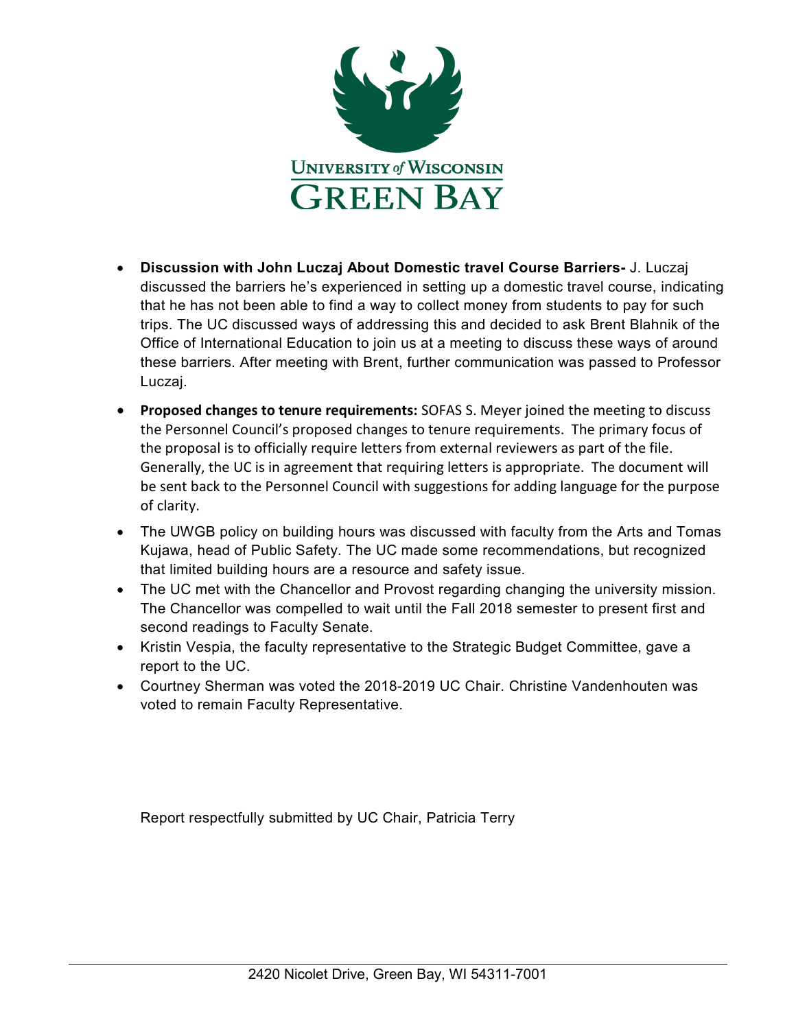- **Discussion with John Luczaj About Domestic travel Course Barriers-** J. Luczaj discussed the barriers he's experienced in setting up a domestic travel course, indicating that he has not been able to find a way to collect money from students to pay for such trips. The UC discussed ways of addressing this and decided to ask Brent Blahnik of the Office of International Education to join us at a meeting to discuss these ways of around these barriers. After meeting with Brent, further communication was passed to Professor Luczaj.
- **Proposed changes to tenure requirements:** SOFAS S. Meyer joined the meeting to discuss the Personnel Council's proposed changes to tenure requirements. The primary focus of the proposal is to officially require letters from external reviewers as part of the file. Generally, the UC is in agreement that requiring letters is appropriate. The document will be sent back to the Personnel Council with suggestions for adding language for the purpose of clarity.
- The UWGB policy on building hours was discussed with faculty from the Arts and Tomas Kujawa, head of Public Safety. The UC made some recommendations, but recognized that limited building hours are a resource and safety issue.
- The UC met with the Chancellor and Provost regarding changing the university mission. The Chancellor was compelled to wait until the Fall 2018 semester to present first and second readings to Faculty Senate.
- Kristin Vespia, the faculty representative to the Strategic Budget Committee, gave a report to the UC.
- Courtney Sherman was voted the 2018-2019 UC Chair. Christine Vandenhouten was voted to remain Faculty Representative.

Report respectfully submitted by UC Chair, Patricia Terry